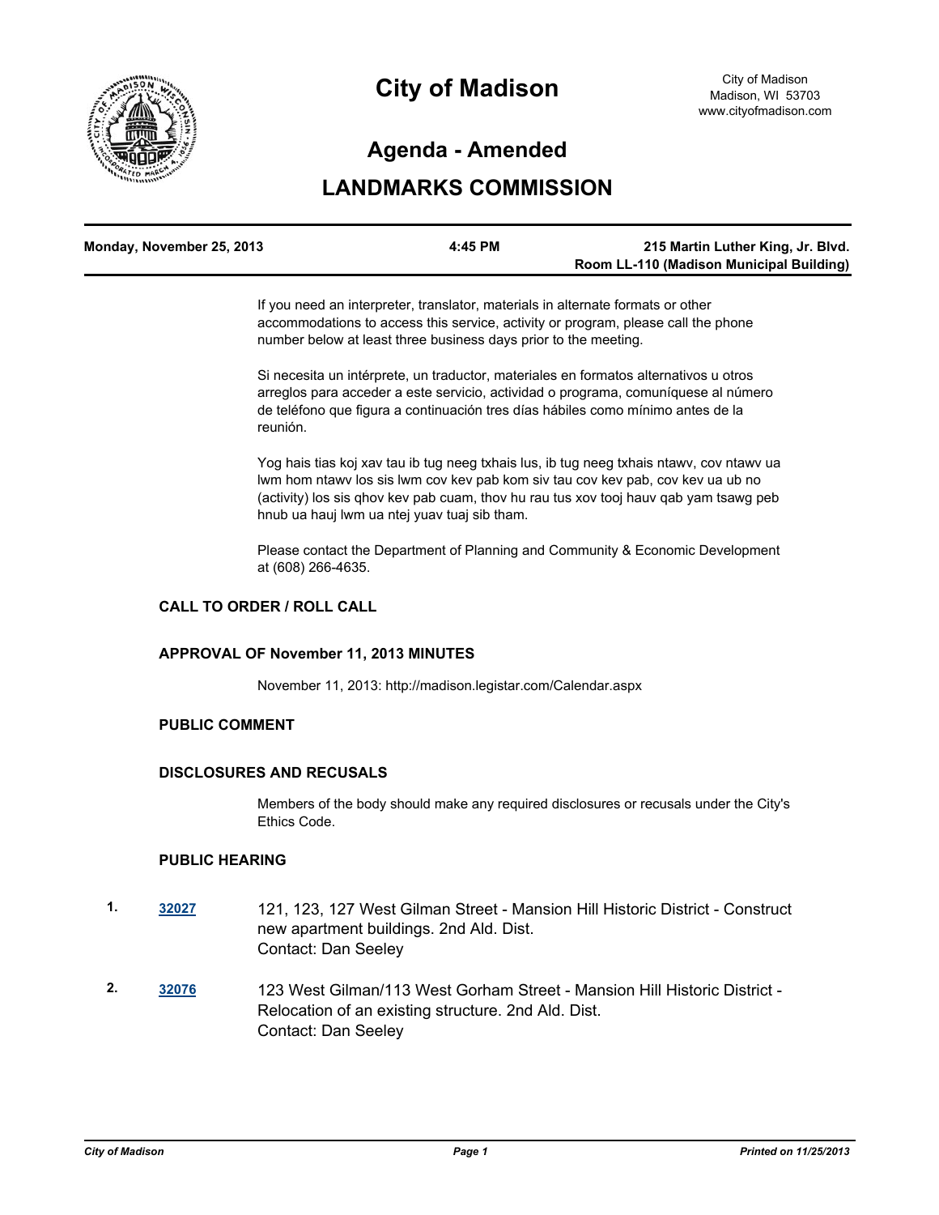# City of Madison

City of Madison
Madison, WI 53703
www.cityofmadison.com

## Agenda - Amended

## LANDMARKS COMMISSION

| Monday, November 25, 2013 | 4:45 PM | 215 Martin Luther King, Jr. Blvd. Room LL-110 (Madison Municipal Building) |
| --- | --- | --- |

If you need an interpreter, translator, materials in alternate formats or other accommodations to access this service, activity or program, please call the phone number below at least three business days prior to the meeting.

Si necesita un intérprete, un traductor, materiales en formatos alternativos u otros arreglos para acceder a este servicio, actividad o programa, comuníquese al número de teléfono que figura a continuación tres días hábiles como mínimo antes de la reunión.

Yog hais tias koj xav tau ib tug neeg txhais lus, ib tug neeg txhais ntawv, cov ntawv ua lwm hom ntawv los sis lwm cov kev pab kom siv tau cov kev pab, cov kev ua ub no (activity) los sis qhov kev pab cuam, thov hu rau tus xov tooj hauv qab yam tsawg peb hnub ua hauj lwm ua ntej yuav tuaj sib tham.

Please contact the Department of Planning and Community & Economic Development at (608) 266-4635.

### CALL TO ORDER / ROLL CALL

### APPROVAL OF November 11, 2013 MINUTES

November 11, 2013: http://madison.legistar.com/Calendar.aspx

### PUBLIC COMMENT

### DISCLOSURES AND RECUSALS

Members of the body should make any required disclosures or recusals under the City's Ethics Code.

### PUBLIC HEARING

1. **32027** 121, 123, 127 West Gilman Street - Mansion Hill Historic District - Construct new apartment buildings. 2nd Ald. Dist.
   Contact: Dan Seeley

2. **32076** 123 West Gilman/113 West Gorham Street - Mansion Hill Historic District - Relocation of an existing structure. 2nd Ald. Dist.
   Contact: Dan Seeley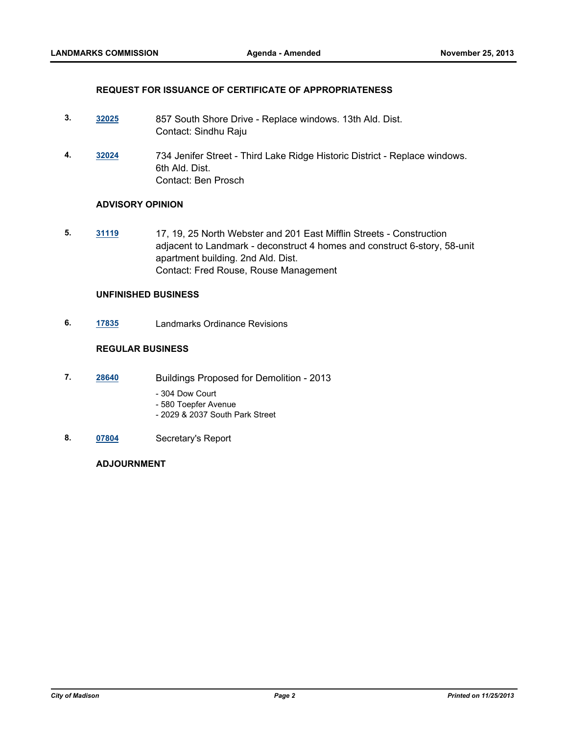## REQUEST FOR ISSUANCE OF CERTIFICATE OF APPROPRIATENESS

**3.** **32025** 857 South Shore Drive - Replace windows. 13th Ald. Dist.
Contact: Sindhu Raju

**4.** **32024** 734 Jenifer Street - Third Lake Ridge Historic District - Replace windows. 6th Ald. Dist.
Contact: Ben Prosch

## ADVISORY OPINION

**5.** **31119** 17, 19, 25 North Webster and 201 East Mifflin Streets - Construction adjacent to Landmark - deconstruct 4 homes and construct 6-story, 58-unit apartment building. 2nd Ald. Dist.
Contact: Fred Rouse, Rouse Management

## UNFINISHED BUSINESS

**6.** **17835** Landmarks Ordinance Revisions

## REGULAR BUSINESS

**7.** **28640** Buildings Proposed for Demolition - 2013

- 304 Dow Court
- 580 Toepfer Avenue
- 2029 & 2037 South Park Street

**8.** **07804** Secretary's Report

## ADJOURNMENT